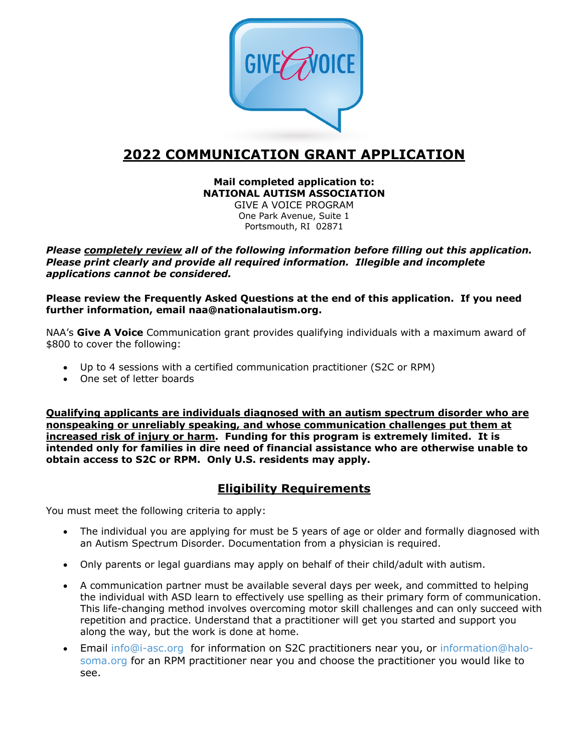# 2022 COMMUNICATION GRANT APPLICATION

**Mail completed application to:**
**NATIONAL AUTISM ASSOCIATION**
GIVE A VOICE PROGRAM
One Park Avenue, Suite 1
Portsmouth, RI 02871

***Please completely review all of the following information before filling out this application. Please print clearly and provide all required information. Illegible and incomplete applications cannot be considered.***

**Please review the Frequently Asked Questions at the end of this application. If you need further information, email naa@nationalautism.org.**

NAA's **Give A Voice** Communication grant provides qualifying individuals with a maximum award of $800 to cover the following:

- Up to 4 sessions with a certified communication practitioner (S2C or RPM)
- One set of letter boards

**Qualifying applicants are individuals diagnosed with an autism spectrum disorder who are nonspeaking or unreliably speaking, and whose communication challenges put them at increased risk of injury or harm. Funding for this program is extremely limited. It is intended only for families in dire need of financial assistance who are otherwise unable to obtain access to S2C or RPM. Only U.S. residents may apply.**

## Eligibility Requirements

You must meet the following criteria to apply:

- The individual you are applying for must be 5 years of age or older and formally diagnosed with an Autism Spectrum Disorder. Documentation from a physician is required.
- Only parents or legal guardians may apply on behalf of their child/adult with autism.
- A communication partner must be available several days per week, and committed to helping the individual with ASD learn to effectively use spelling as their primary form of communication. This life-changing method involves overcoming motor skill challenges and can only succeed with repetition and practice. Understand that a practitioner will get you started and support you along the way, but the work is done at home.
- Email info@i-asc.org for information on S2C practitioners near you, or information@halo-soma.org for an RPM practitioner near you and choose the practitioner you would like to see.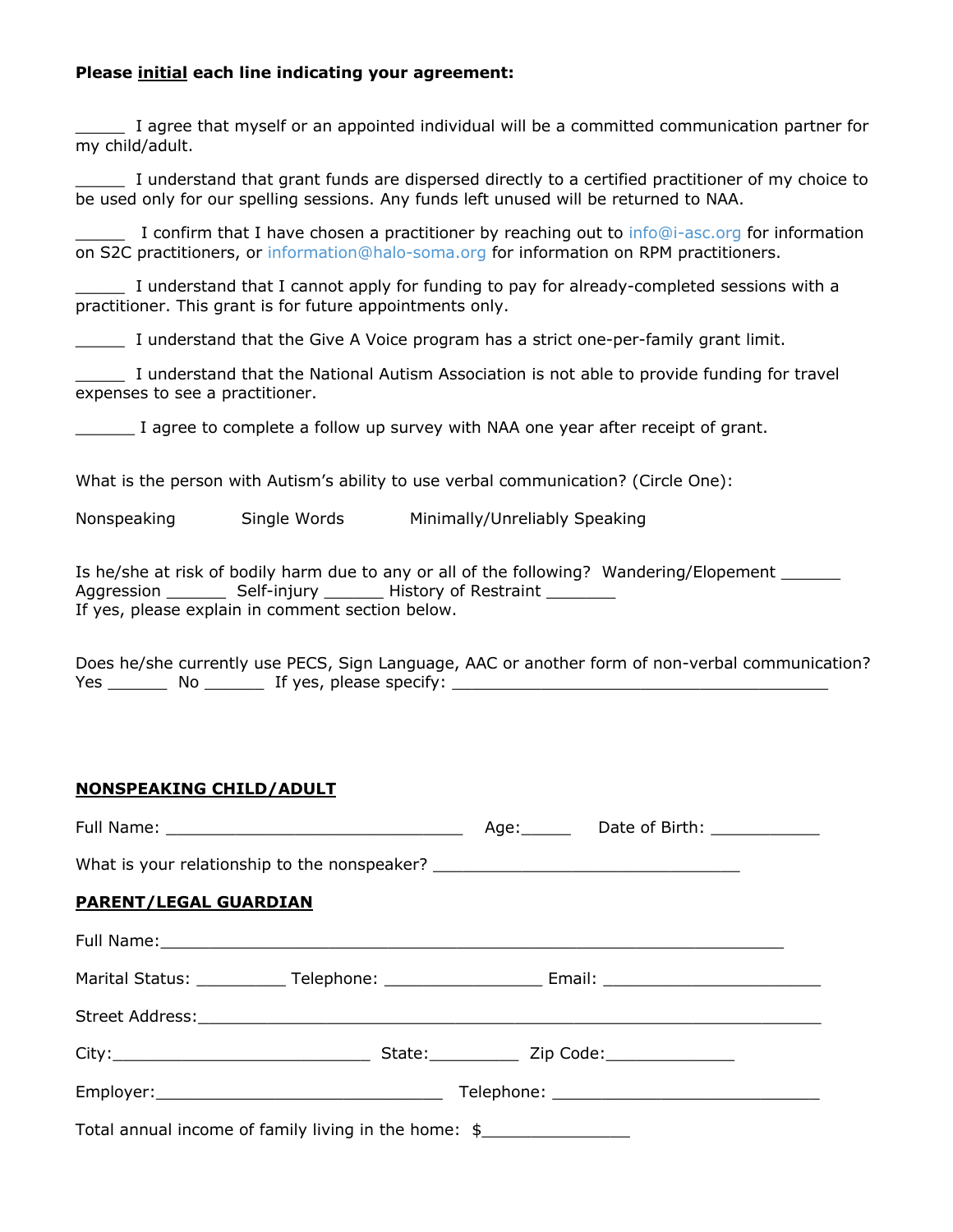**Please <u>initial</u> each line indicating your agreement:**

_____ I agree that myself or an appointed individual will be a committed communication partner for my child/adult.

_____ I understand that grant funds are dispersed directly to a certified practitioner of my choice to be used only for our spelling sessions. Any funds left unused will be returned to NAA.

_____ I confirm that I have chosen a practitioner by reaching out to info@i-asc.org for information on S2C practitioners, or information@halo-soma.org for information on RPM practitioners.

_____ I understand that I cannot apply for funding to pay for already-completed sessions with a practitioner. This grant is for future appointments only.

_____ I understand that the Give A Voice program has a strict one-per-family grant limit.

_____ I understand that the National Autism Association is not able to provide funding for travel expenses to see a practitioner.

______ I agree to complete a follow up survey with NAA one year after receipt of grant.

What is the person with Autism's ability to use verbal communication? (Circle One):

Nonspeaking    Single Words    Minimally/Unreliably Speaking

Is he/she at risk of bodily harm due to any or all of the following? Wandering/Elopement ______ Aggression ______ Self-injury ______ History of Restraint _______
If yes, please explain in comment section below.

Does he/she currently use PECS, Sign Language, AAC or another form of non-verbal communication?
Yes ______ No ______ If yes, please specify: ________________________________________

**<u>NONSPEAKING CHILD/ADULT</u>**

Full Name: ________________________________ Age:_____ Date of Birth: ____________

What is your relationship to the nonspeaker? ________________________________

**<u>PARENT/LEGAL GUARDIAN</u>**

Full Name:___________________________________________________________________

Marital Status: _________ Telephone: ________________ Email: ______________________

Street Address:_______________________________________________________________

City:___________________________ State:_________ Zip Code:_____________

Employer:______________________________ Telephone: ____________________________

Total annual income of family living in the home: $_______________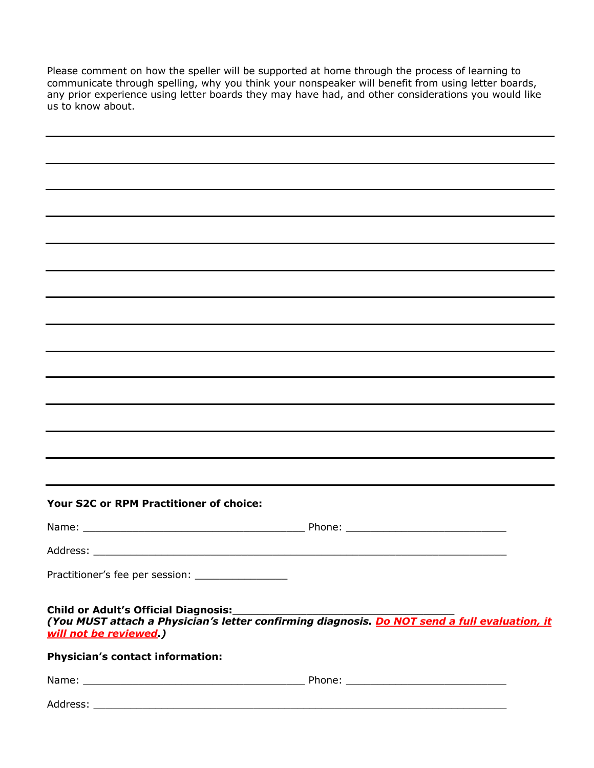Please comment on how the speller will be supported at home through the process of learning to communicate through spelling, why you think your nonspeaker will benefit from using letter boards, any prior experience using letter boards they may have had, and other considerations you would like us to know about.

______________________________________________________________________________

______________________________________________________________________________

______________________________________________________________________________

______________________________________________________________________________

______________________________________________________________________________

______________________________________________________________________________

______________________________________________________________________________

______________________________________________________________________________

______________________________________________________________________________

______________________________________________________________________________

______________________________________________________________________________

______________________________________________________________________________

______________________________________________________________________________

**Your S2C or RPM Practitioner of choice:**

Name: ____________________________________ Phone: __________________________

Address: ___________________________________________________________________

Practitioner's fee per session: _______________

**Child or Adult's Official Diagnosis:**___________________________________
***(You MUST attach a Physician's letter confirming diagnosis. Do NOT send a full evaluation, it will not be reviewed.)***

**Physician's contact information:**

Name: ____________________________________ Phone: __________________________

Address: ___________________________________________________________________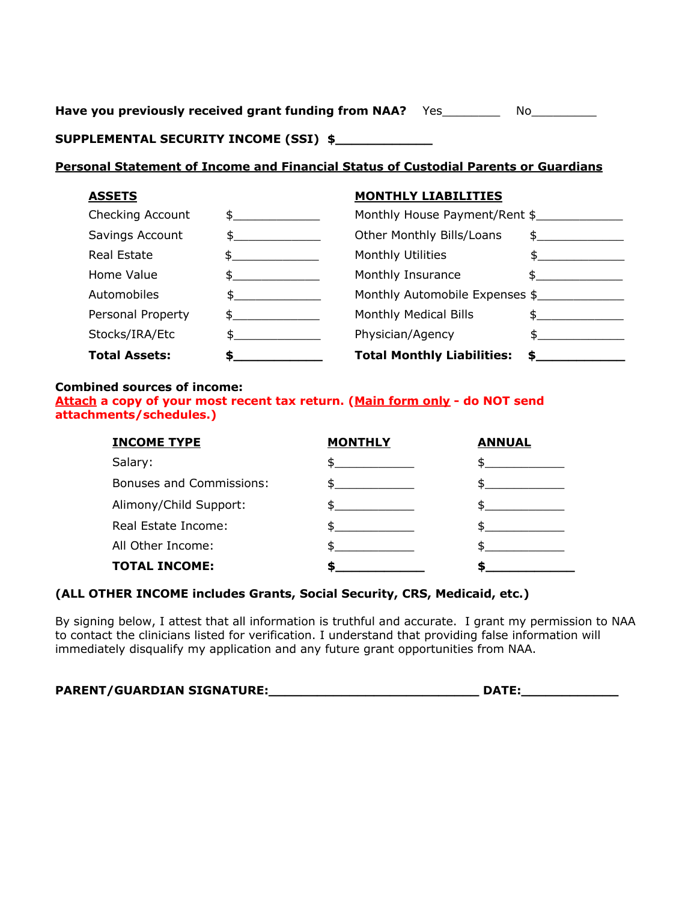**Have you previously received grant funding from NAA?** Yes________ No_________

**SUPPLEMENTAL SECURITY INCOME (SSI) $_____________**

**Personal Statement of Income and Financial Status of Custodial Parents or Guardians**

| **ASSETS** | | **MONTHLY LIABILITIES** | |
|---|---|---|---|
| Checking Account | $_____________ | Monthly House Payment/Rent | $_____________ |
| Savings Account | $_____________ | Other Monthly Bills/Loans | $_____________ |
| Real Estate | $_____________ | Monthly Utilities | $_____________ |
| Home Value | $_____________ | Monthly Insurance | $_____________ |
| Automobiles | $_____________ | Monthly Automobile Expenses | $_____________ |
| Personal Property | $_____________ | Monthly Medical Bills | $_____________ |
| Stocks/IRA/Etc | $_____________ | Physician/Agency | $_____________ |
| **Total Assets:** | **$_____________** | **Total Monthly Liabilities:** | **$_____________** |

**Combined sources of income:**
**Attach a copy of your most recent tax return. (Main form only - do NOT send attachments/schedules.)**

| **INCOME TYPE** | **MONTHLY** | **ANNUAL** |
|---|---|---|
| Salary: | $____________ | $____________ |
| Bonuses and Commissions: | $____________ | $____________ |
| Alimony/Child Support: | $____________ | $____________ |
| Real Estate Income: | $____________ | $____________ |
| All Other Income: | $____________ | $____________ |
| **TOTAL INCOME:** | **$____________** | **$____________** |

**(ALL OTHER INCOME includes Grants, Social Security, CRS, Medicaid, etc.)**

By signing below, I attest that all information is truthful and accurate. I grant my permission to NAA to contact the clinicians listed for verification. I understand that providing false information will immediately disqualify my application and any future grant opportunities from NAA.

**PARENT/GUARDIAN SIGNATURE:___________________________ DATE:_____________**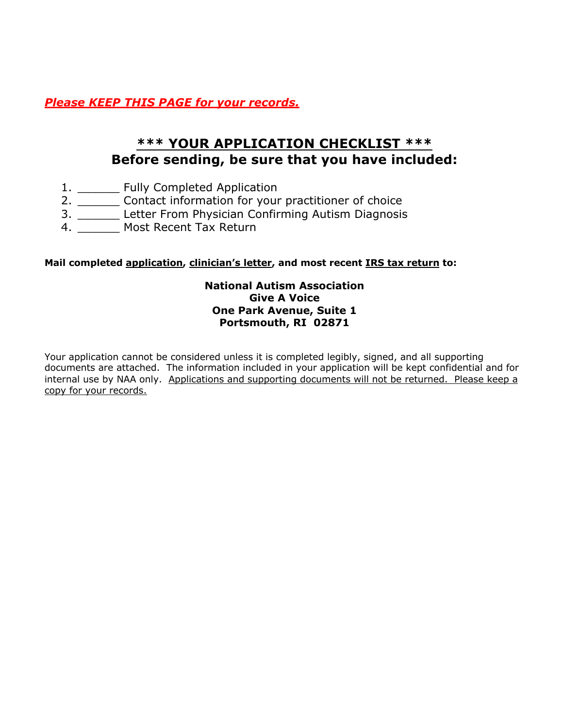***Please KEEP THIS PAGE for your records.***

## *** YOUR APPLICATION CHECKLIST ***
## Before sending, be sure that you have included:

1. ______ Fully Completed Application
2. ______ Contact information for your practitioner of choice
3. ______ Letter From Physician Confirming Autism Diagnosis
4. ______ Most Recent Tax Return

**Mail completed application, clinician's letter, and most recent IRS tax return to:**

**National Autism Association**
**Give A Voice**
**One Park Avenue, Suite 1**
**Portsmouth, RI 02871**

Your application cannot be considered unless it is completed legibly, signed, and all supporting documents are attached. The information included in your application will be kept confidential and for internal use by NAA only. Applications and supporting documents will not be returned. Please keep a copy for your records.